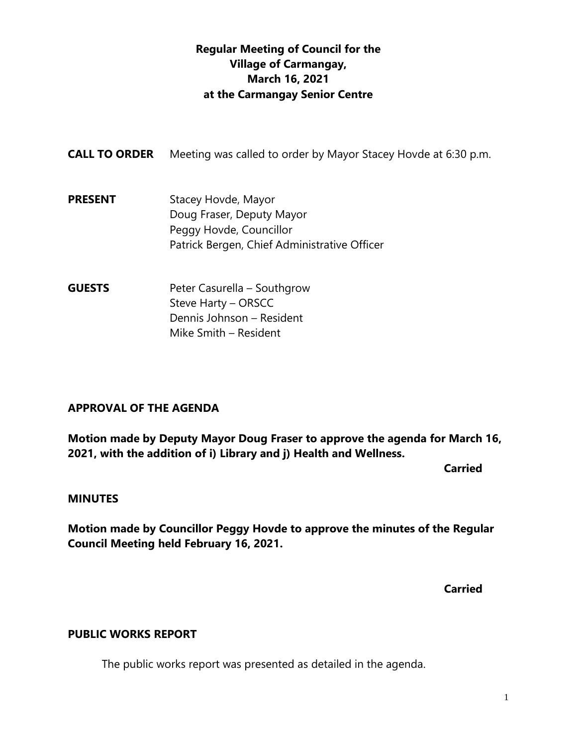# Regular Meeting of Council for the Village of Carmangay, March 16, 2021 at the Carmangay Senior Centre

**CALL TO ORDER** Meeting was called to order by Mayor Stacey Hovde at 6:30 p.m.

**PRESENT**
Stacey Hovde, Mayor
Doug Fraser, Deputy Mayor
Peggy Hovde, Councillor
Patrick Bergen, Chief Administrative Officer

**GUESTS**
Peter Casurella – Southgrow
Steve Harty – ORSCC
Dennis Johnson – Resident
Mike Smith – Resident

## APPROVAL OF THE AGENDA

**Motion made by Deputy Mayor Doug Fraser to approve the agenda for March 16, 2021, with the addition of i) Library and j) Health and Wellness.**

**Carried**

## MINUTES

**Motion made by Councillor Peggy Hovde to approve the minutes of the Regular Council Meeting held February 16, 2021.**

**Carried**

## PUBLIC WORKS REPORT

The public works report was presented as detailed in the agenda.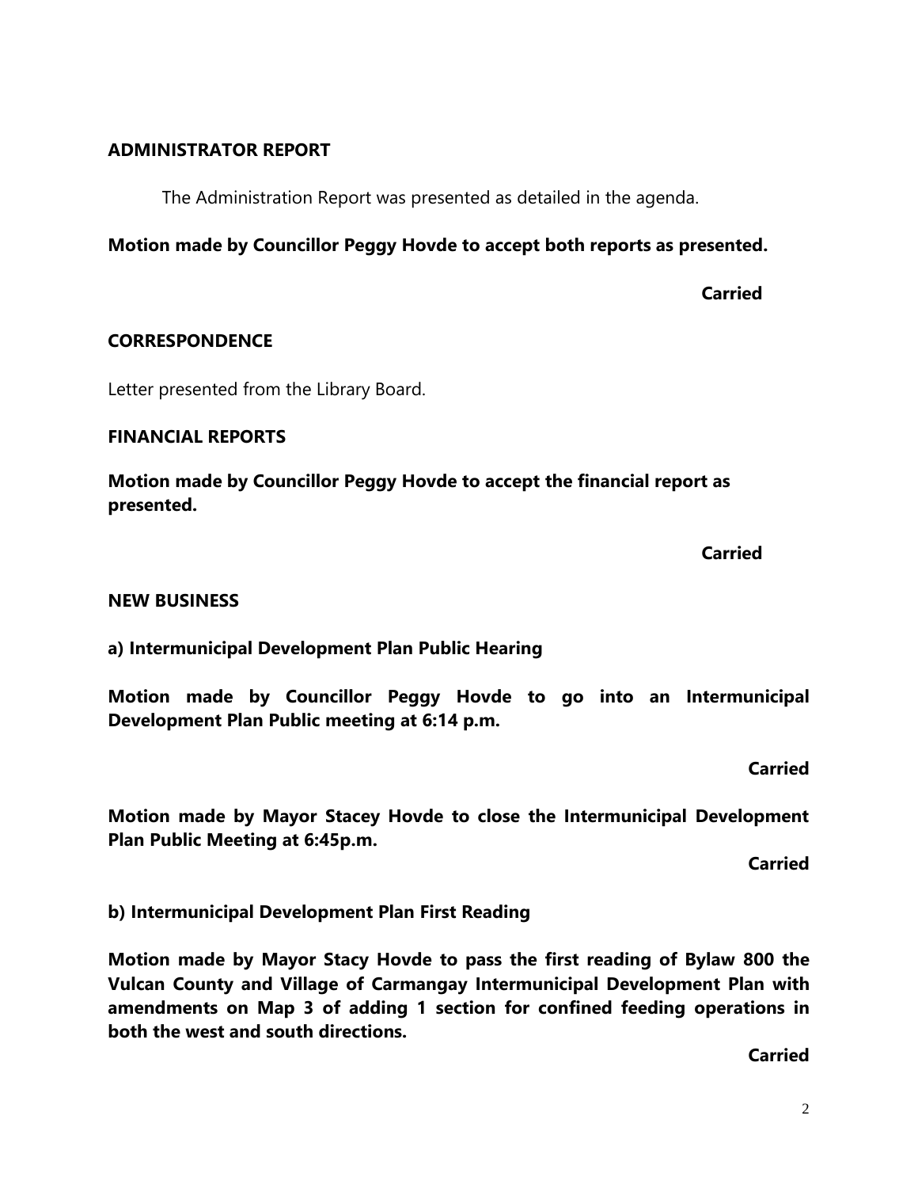## ADMINISTRATOR REPORT

The Administration Report was presented as detailed in the agenda.

**Motion made by Councillor Peggy Hovde to accept both reports as presented.**

**Carried**

## CORRESPONDENCE

Letter presented from the Library Board.

## FINANCIAL REPORTS

**Motion made by Councillor Peggy Hovde to accept the financial report as presented.**

**Carried**

## NEW BUSINESS

**a) Intermunicipal Development Plan Public Hearing**

**Motion made by Councillor Peggy Hovde to go into an Intermunicipal Development Plan Public meeting at 6:14 p.m.**

**Carried**

**Motion made by Mayor Stacey Hovde to close the Intermunicipal Development Plan Public Meeting at 6:45p.m.**

**Carried**

**b) Intermunicipal Development Plan First Reading**

**Motion made by Mayor Stacy Hovde to pass the first reading of Bylaw 800 the Vulcan County and Village of Carmangay Intermunicipal Development Plan with amendments on Map 3 of adding 1 section for confined feeding operations in both the west and south directions.**

**Carried**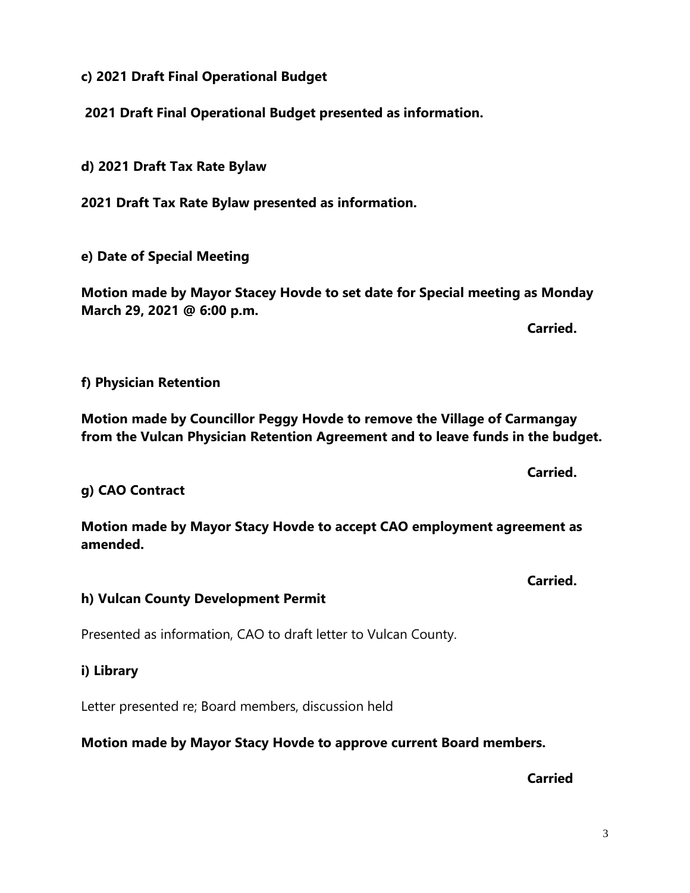**c) 2021 Draft Final Operational Budget**

**2021 Draft Final Operational Budget presented as information.**

**d) 2021 Draft Tax Rate Bylaw**

**2021 Draft Tax Rate Bylaw presented as information.**

**e) Date of Special Meeting**

**Motion made by Mayor Stacey Hovde to set date for Special meeting as Monday March 29, 2021 @ 6:00 p.m.**

**Carried.**

**f) Physician Retention**

**Motion made by Councillor Peggy Hovde to remove the Village of Carmangay from the Vulcan Physician Retention Agreement and to leave funds in the budget.**

**Carried.**

**g) CAO Contract**

**Motion made by Mayor Stacy Hovde to accept CAO employment agreement as amended.**

**Carried.**

**h) Vulcan County Development Permit**

Presented as information, CAO to draft letter to Vulcan County.

**i) Library**

Letter presented re; Board members, discussion held

**Motion made by Mayor Stacy Hovde to approve current Board members.**

**Carried**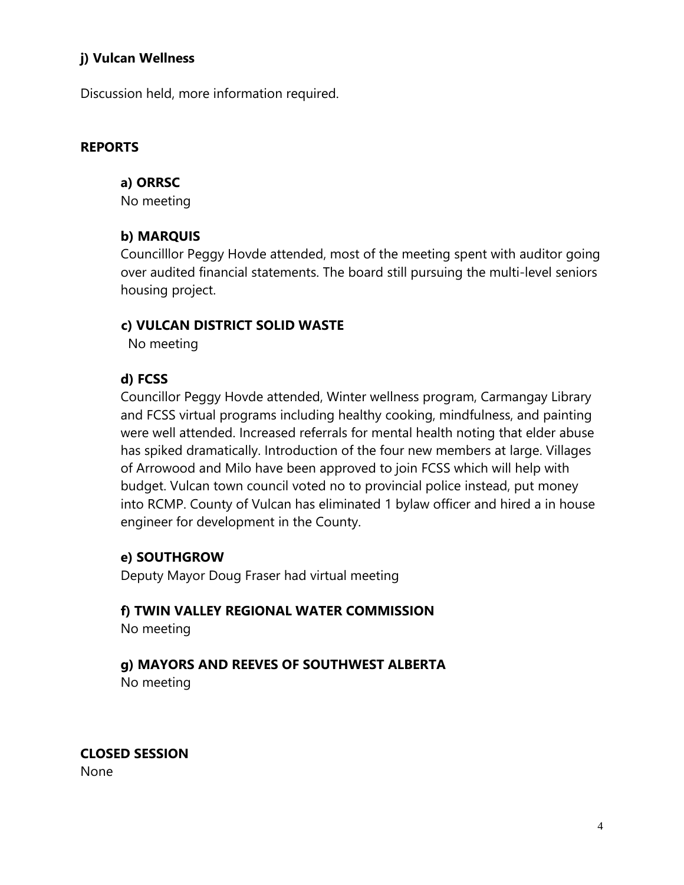**j) Vulcan Wellness**

Discussion held, more information required.

## REPORTS

**a) ORRSC**
No meeting

**b) MARQUIS**
Councilllor Peggy Hovde attended, most of the meeting spent with auditor going over audited financial statements. The board still pursuing the multi-level seniors housing project.

**c) VULCAN DISTRICT SOLID WASTE**
No meeting

**d) FCSS**
Councillor Peggy Hovde attended, Winter wellness program, Carmangay Library and FCSS virtual programs including healthy cooking, mindfulness, and painting were well attended. Increased referrals for mental health noting that elder abuse has spiked dramatically. Introduction of the four new members at large. Villages of Arrowood and Milo have been approved to join FCSS which will help with budget. Vulcan town council voted no to provincial police instead, put money into RCMP. County of Vulcan has eliminated 1 bylaw officer and hired a in house engineer for development in the County.

**e) SOUTHGROW**
Deputy Mayor Doug Fraser had virtual meeting

**f) TWIN VALLEY REGIONAL WATER COMMISSION**
No meeting

**g) MAYORS AND REEVES OF SOUTHWEST ALBERTA**
No meeting

## CLOSED SESSION

None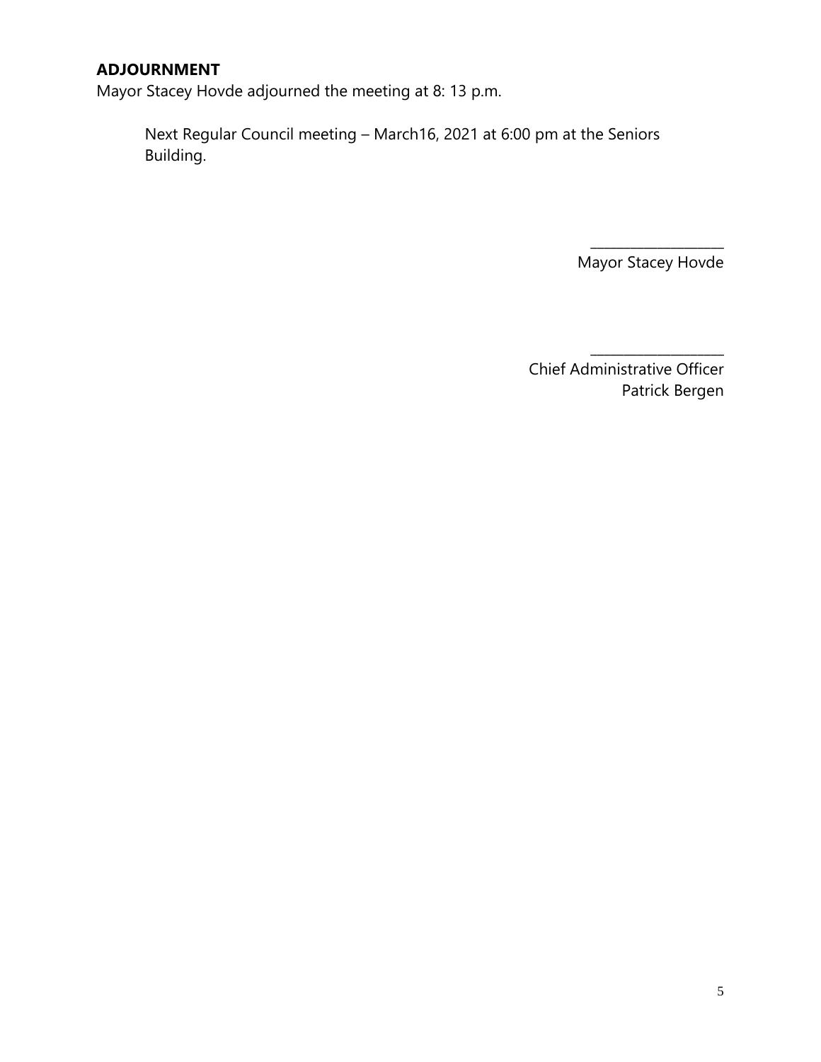**ADJOURNMENT**

Mayor Stacey Hovde adjourned the meeting at 8: 13 p.m.

Next Regular Council meeting – March16, 2021 at 6:00 pm at the Seniors Building.

\_\_\_\_\_\_\_\_\_\_\_\_\_\_\_\_\_\_\_

Mayor Stacey Hovde

\_\_\_\_\_\_\_\_\_\_\_\_\_\_\_\_\_\_\_

Chief Administrative Officer
Patrick Bergen